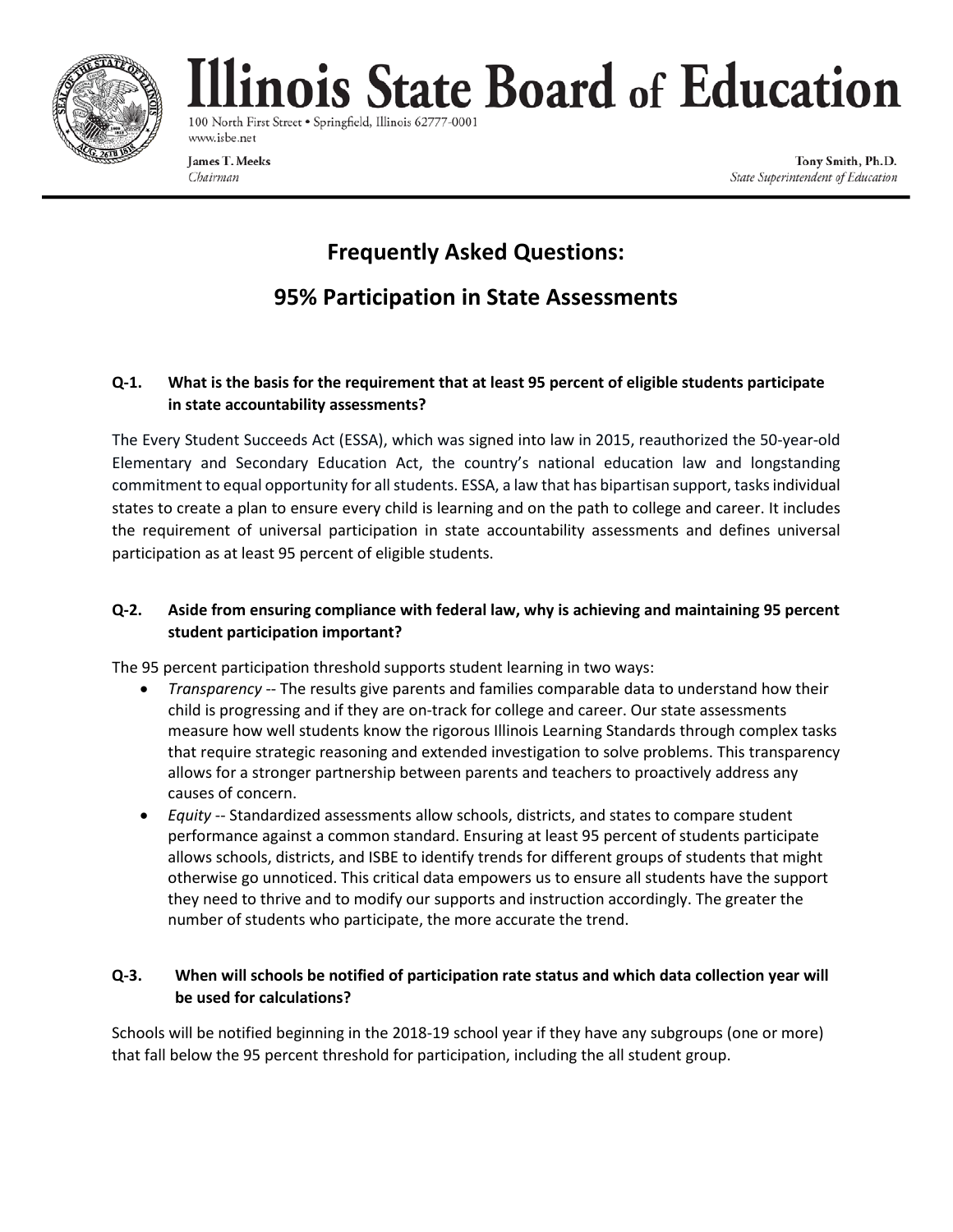# Illinois State Board of Education

100 North First Street • Springfield, Illinois 62777-0001
www.isbe.net

James T. Meeks
*Chairman*

Tony Smith, Ph.D.
*State Superintendent of Education*

## Frequently Asked Questions:

## 95% Participation in State Assessments

**Q-1. What is the basis for the requirement that at least 95 percent of eligible students participate in state accountability assessments?**

The Every Student Succeeds Act (ESSA), which was signed into law in 2015, reauthorized the 50-year-old Elementary and Secondary Education Act, the country's national education law and longstanding commitment to equal opportunity for all students. ESSA, a law that has bipartisan support, tasks individual states to create a plan to ensure every child is learning and on the path to college and career. It includes the requirement of universal participation in state accountability assessments and defines universal participation as at least 95 percent of eligible students.

**Q-2. Aside from ensuring compliance with federal law, why is achieving and maintaining 95 percent student participation important?**

The 95 percent participation threshold supports student learning in two ways:

- *Transparency* -- The results give parents and families comparable data to understand how their child is progressing and if they are on-track for college and career. Our state assessments measure how well students know the rigorous Illinois Learning Standards through complex tasks that require strategic reasoning and extended investigation to solve problems. This transparency allows for a stronger partnership between parents and teachers to proactively address any causes of concern.
- *Equity* -- Standardized assessments allow schools, districts, and states to compare student performance against a common standard. Ensuring at least 95 percent of students participate allows schools, districts, and ISBE to identify trends for different groups of students that might otherwise go unnoticed. This critical data empowers us to ensure all students have the support they need to thrive and to modify our supports and instruction accordingly. The greater the number of students who participate, the more accurate the trend.

**Q-3. When will schools be notified of participation rate status and which data collection year will be used for calculations?**

Schools will be notified beginning in the 2018-19 school year if they have any subgroups (one or more) that fall below the 95 percent threshold for participation, including the all student group.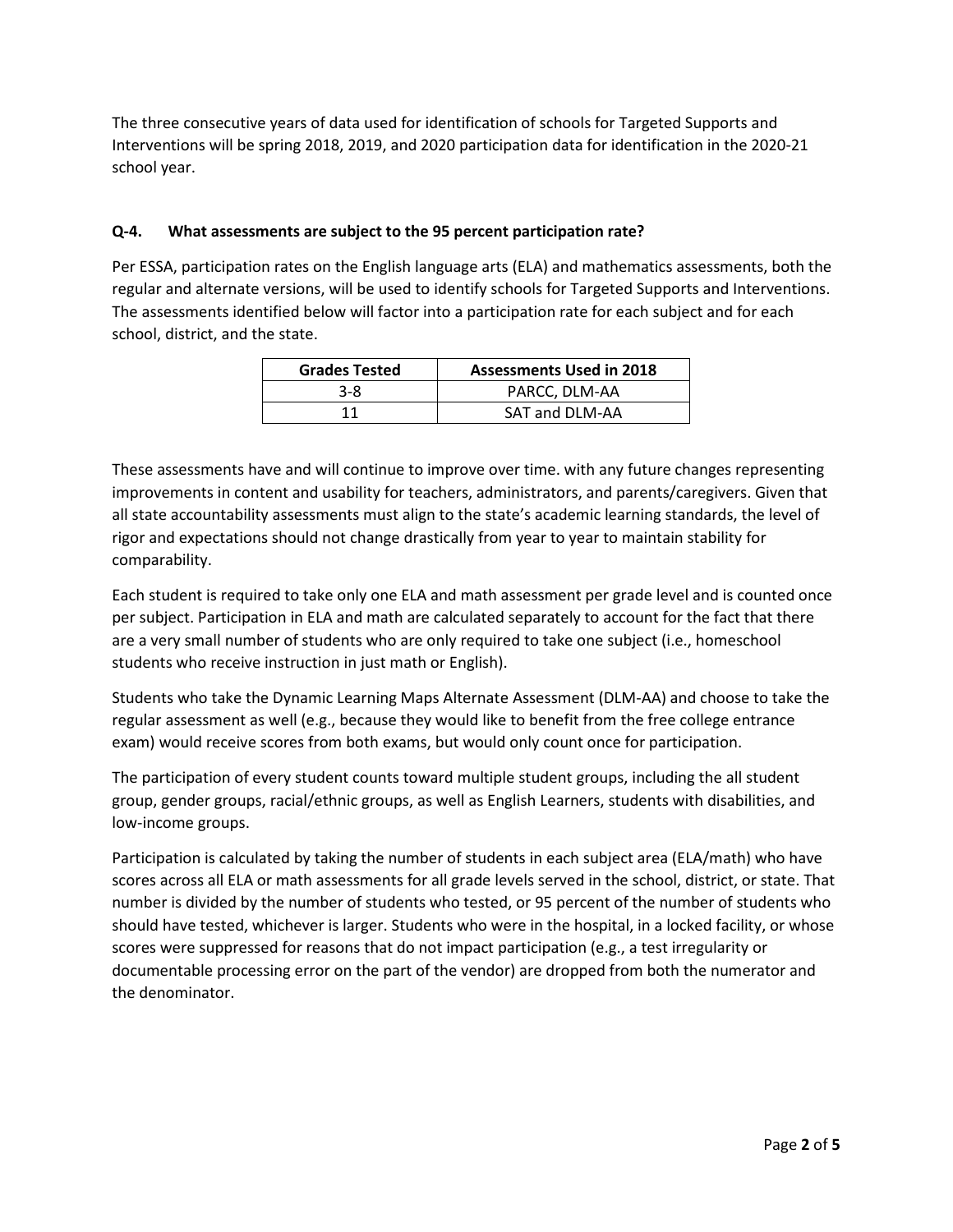The three consecutive years of data used for identification of schools for Targeted Supports and Interventions will be spring 2018, 2019, and 2020 participation data for identification in the 2020-21 school year.

**Q-4. What assessments are subject to the 95 percent participation rate?**

Per ESSA, participation rates on the English language arts (ELA) and mathematics assessments, both the regular and alternate versions, will be used to identify schools for Targeted Supports and Interventions. The assessments identified below will factor into a participation rate for each subject and for each school, district, and the state.

| Grades Tested | Assessments Used in 2018 |
| --- | --- |
| 3-8 | PARCC, DLM-AA |
| 11 | SAT and DLM-AA |

These assessments have and will continue to improve over time. with any future changes representing improvements in content and usability for teachers, administrators, and parents/caregivers. Given that all state accountability assessments must align to the state's academic learning standards, the level of rigor and expectations should not change drastically from year to year to maintain stability for comparability.

Each student is required to take only one ELA and math assessment per grade level and is counted once per subject. Participation in ELA and math are calculated separately to account for the fact that there are a very small number of students who are only required to take one subject (i.e., homeschool students who receive instruction in just math or English).

Students who take the Dynamic Learning Maps Alternate Assessment (DLM-AA) and choose to take the regular assessment as well (e.g., because they would like to benefit from the free college entrance exam) would receive scores from both exams, but would only count once for participation.

The participation of every student counts toward multiple student groups, including the all student group, gender groups, racial/ethnic groups, as well as English Learners, students with disabilities, and low-income groups.

Participation is calculated by taking the number of students in each subject area (ELA/math) who have scores across all ELA or math assessments for all grade levels served in the school, district, or state. That number is divided by the number of students who tested, or 95 percent of the number of students who should have tested, whichever is larger. Students who were in the hospital, in a locked facility, or whose scores were suppressed for reasons that do not impact participation (e.g., a test irregularity or documentable processing error on the part of the vendor) are dropped from both the numerator and the denominator.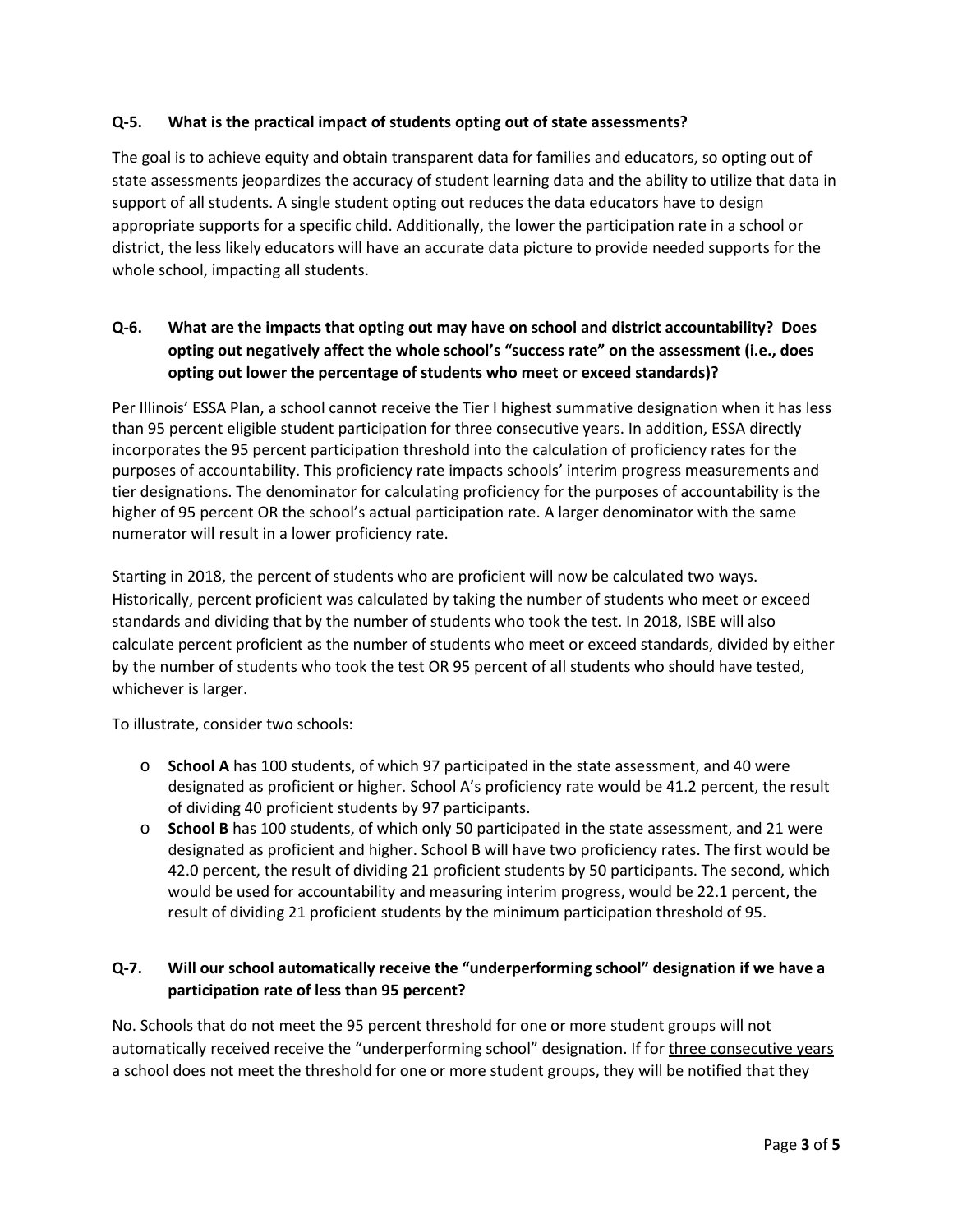**Q-5. What is the practical impact of students opting out of state assessments?**

The goal is to achieve equity and obtain transparent data for families and educators, so opting out of state assessments jeopardizes the accuracy of student learning data and the ability to utilize that data in support of all students. A single student opting out reduces the data educators have to design appropriate supports for a specific child. Additionally, the lower the participation rate in a school or district, the less likely educators will have an accurate data picture to provide needed supports for the whole school, impacting all students.

**Q-6. What are the impacts that opting out may have on school and district accountability? Does opting out negatively affect the whole school's "success rate" on the assessment (i.e., does opting out lower the percentage of students who meet or exceed standards)?**

Per Illinois' ESSA Plan, a school cannot receive the Tier I highest summative designation when it has less than 95 percent eligible student participation for three consecutive years. In addition, ESSA directly incorporates the 95 percent participation threshold into the calculation of proficiency rates for the purposes of accountability. This proficiency rate impacts schools' interim progress measurements and tier designations. The denominator for calculating proficiency for the purposes of accountability is the higher of 95 percent OR the school's actual participation rate. A larger denominator with the same numerator will result in a lower proficiency rate.

Starting in 2018, the percent of students who are proficient will now be calculated two ways. Historically, percent proficient was calculated by taking the number of students who meet or exceed standards and dividing that by the number of students who took the test. In 2018, ISBE will also calculate percent proficient as the number of students who meet or exceed standards, divided by either by the number of students who took the test OR 95 percent of all students who should have tested, whichever is larger.

To illustrate, consider two schools:

- **School A** has 100 students, of which 97 participated in the state assessment, and 40 were designated as proficient or higher. School A's proficiency rate would be 41.2 percent, the result of dividing 40 proficient students by 97 participants.
- **School B** has 100 students, of which only 50 participated in the state assessment, and 21 were designated as proficient and higher. School B will have two proficiency rates. The first would be 42.0 percent, the result of dividing 21 proficient students by 50 participants. The second, which would be used for accountability and measuring interim progress, would be 22.1 percent, the result of dividing 21 proficient students by the minimum participation threshold of 95.

**Q-7. Will our school automatically receive the "underperforming school" designation if we have a participation rate of less than 95 percent?**

No. Schools that do not meet the 95 percent threshold for one or more student groups will not automatically received receive the "underperforming school" designation. If for <u>three consecutive years</u> a school does not meet the threshold for one or more student groups, they will be notified that they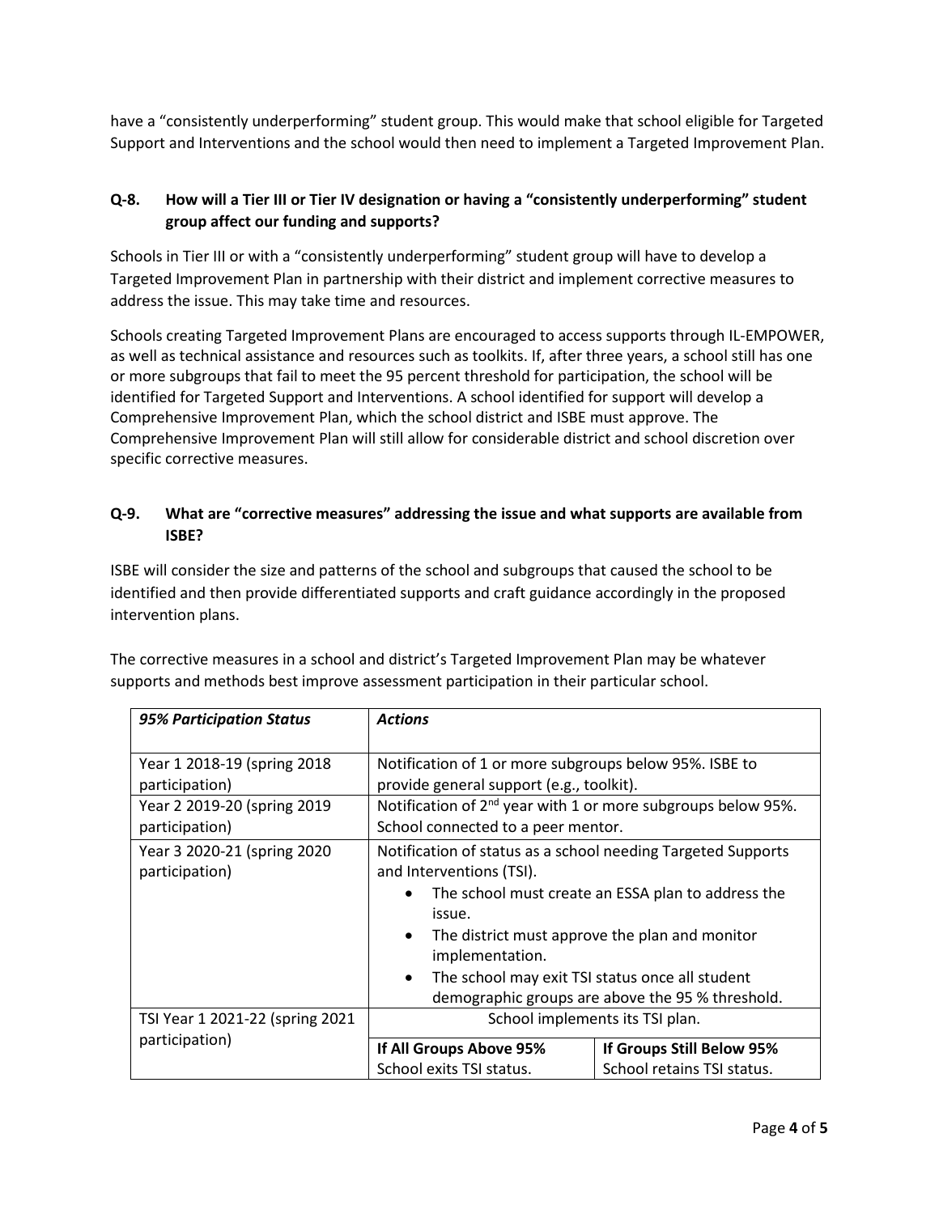have a "consistently underperforming" student group. This would make that school eligible for Targeted Support and Interventions and the school would then need to implement a Targeted Improvement Plan.

### Q-8. How will a Tier III or Tier IV designation or having a "consistently underperforming" student group affect our funding and supports?

Schools in Tier III or with a "consistently underperforming" student group will have to develop a Targeted Improvement Plan in partnership with their district and implement corrective measures to address the issue. This may take time and resources.

Schools creating Targeted Improvement Plans are encouraged to access supports through IL-EMPOWER, as well as technical assistance and resources such as toolkits. If, after three years, a school still has one or more subgroups that fail to meet the 95 percent threshold for participation, the school will be identified for Targeted Support and Interventions. A school identified for support will develop a Comprehensive Improvement Plan, which the school district and ISBE must approve. The Comprehensive Improvement Plan will still allow for considerable district and school discretion over specific corrective measures.

### Q-9. What are "corrective measures" addressing the issue and what supports are available from ISBE?

ISBE will consider the size and patterns of the school and subgroups that caused the school to be identified and then provide differentiated supports and craft guidance accordingly in the proposed intervention plans.

The corrective measures in a school and district's Targeted Improvement Plan may be whatever supports and methods best improve assessment participation in their particular school.

| *95% Participation Status* | *Actions* | |
|---|---|---|
| Year 1 2018-19 (spring 2018 participation) | Notification of 1 or more subgroups below 95%. ISBE to provide general support (e.g., toolkit). | |
| Year 2 2019-20 (spring 2019 participation) | Notification of 2nd year with 1 or more subgroups below 95%. School connected to a peer mentor. | |
| Year 3 2020-21 (spring 2020 participation) | Notification of status as a school needing Targeted Supports and Interventions (TSI).<br>• The school must create an ESSA plan to address the issue.<br>• The district must approve the plan and monitor implementation.<br>• The school may exit TSI status once all student demographic groups are above the 95 % threshold. | |
| TSI Year 1 2021-22 (spring 2021 participation) | School implements its TSI plan. | |
| | **If All Groups Above 95%**<br>School exits TSI status. | **If Groups Still Below 95%**<br>School retains TSI status. |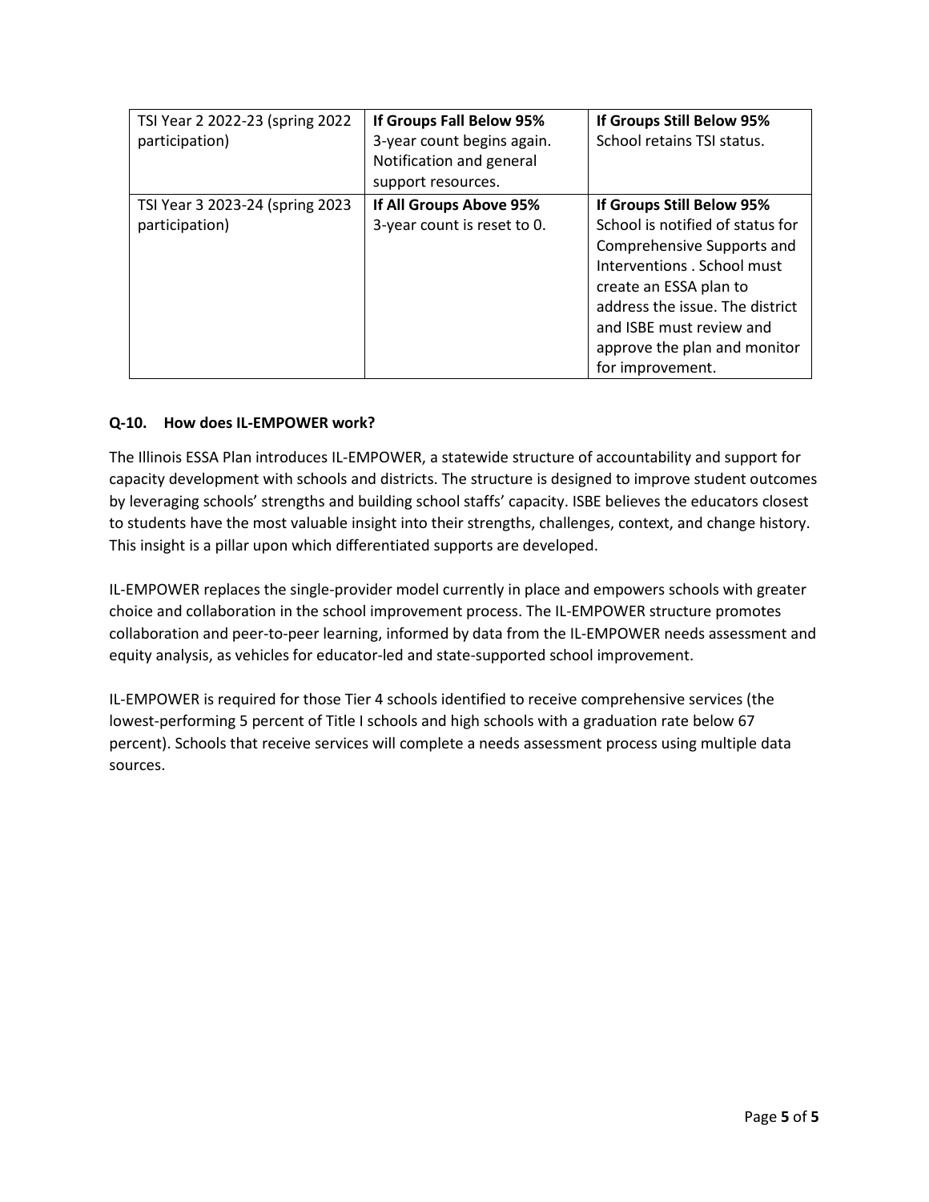| | | |
|---|---|---|
| TSI Year 2 2022-23 (spring 2022 participation) | **If Groups Fall Below 95%** 3-year count begins again. Notification and general support resources. | **If Groups Still Below 95%** School retains TSI status. |
| TSI Year 3 2023-24 (spring 2023 participation) | **If All Groups Above 95%** 3-year count is reset to 0. | **If Groups Still Below 95%** School is notified of status for Comprehensive Supports and Interventions . School must create an ESSA plan to address the issue. The district and ISBE must review and approve the plan and monitor for improvement. |

**Q-10. How does IL-EMPOWER work?**

The Illinois ESSA Plan introduces IL-EMPOWER, a statewide structure of accountability and support for capacity development with schools and districts. The structure is designed to improve student outcomes by leveraging schools' strengths and building school staffs' capacity. ISBE believes the educators closest to students have the most valuable insight into their strengths, challenges, context, and change history. This insight is a pillar upon which differentiated supports are developed.

IL-EMPOWER replaces the single-provider model currently in place and empowers schools with greater choice and collaboration in the school improvement process. The IL-EMPOWER structure promotes collaboration and peer-to-peer learning, informed by data from the IL-EMPOWER needs assessment and equity analysis, as vehicles for educator-led and state-supported school improvement.

IL-EMPOWER is required for those Tier 4 schools identified to receive comprehensive services (the lowest-performing 5 percent of Title I schools and high schools with a graduation rate below 67 percent). Schools that receive services will complete a needs assessment process using multiple data sources.